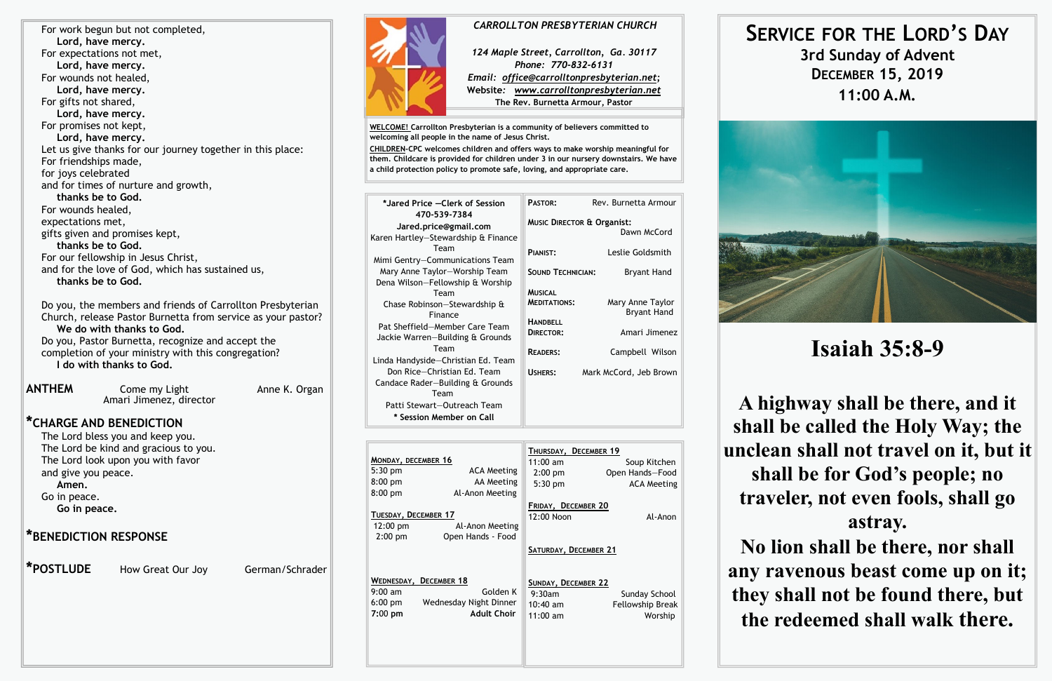For work begun but not completed,
**Lord, have mercy.**
For expectations not met,
**Lord, have mercy.**
For wounds not healed,
**Lord, have mercy.**
For gifts not shared,
**Lord, have mercy.**
For promises not kept,
**Lord, have mercy.**
Let us give thanks for our journey together in this place:
For friendships made,
for joys celebrated
and for times of nurture and growth,
**thanks be to God.**
For wounds healed,
expectations met,
gifts given and promises kept,
**thanks be to God.**
For our fellowship in Jesus Christ,
and for the love of God, which has sustained us,
**thanks be to God.**

Do you, the members and friends of Carrollton Presbyterian Church, release Pastor Burnetta from service as your pastor?
**We do with thanks to God.**
Do you, Pastor Burnetta, recognize and accept the completion of your ministry with this congregation?
**I do with thanks to God.**

**ANTHEM** Come my Light — Anne K. Organ
Amari Jimenez, director

## *CHARGE AND BENEDICTION

The Lord bless you and keep you.
The Lord be kind and gracious to you.
The Lord look upon you with favor
and give you peace.
**Amen.**
Go in peace.
**Go in peace.**

## *BENEDICTION RESPONSE

## *POSTLUDE How Great Our Joy — German/Schrader

*CARROLLTON PRESBYTERIAN CHURCH*

*124 Maple Street, Carrollton, Ga. 30117*
*Phone: 770-832-6131*
*Email: office@carrolltonpresbyterian.net;*
*Website: www.carrolltonpresbyterian.net*
The Rev. Burnetta Armour, Pastor

**WELCOME!** Carrollton Presbyterian is a community of believers committed to welcoming all people in the name of Jesus Christ.

**CHILDREN**-CPC welcomes children and offers ways to make worship meaningful for them. Childcare is provided for children under 3 in our nursery downstairs. We have a child protection policy to promote safe, loving, and appropriate care.

*Jared Price —Clerk of Session
470-539-7384
Jared.price@gmail.com
Karen Hartley—Stewardship & Finance Team
Mimi Gentry—Communications Team
Mary Anne Taylor—Worship Team
Dena Wilson—Fellowship & Worship Team
Chase Robinson—Stewardship & Finance
Pat Sheffield—Member Care Team
Jackie Warren—Building & Grounds Team
Linda Handyside—Christian Ed. Team
Don Rice—Christian Ed. Team
Candace Rader—Building & Grounds Team
Patti Stewart—Outreach Team
* Session Member on Call

| | |
|---|---|
| PASTOR: | Rev. Burnetta Armour |
| MUSIC DIRECTOR & ORGANIST: | Dawn McCord |
| PIANIST: | Leslie Goldsmith |
| SOUND TECHNICIAN: | Bryant Hand |
| MUSICAL MEDITATIONS: | Mary Anne Taylor, Bryant Hand |
| HANDBELL DIRECTOR: | Amari Jimenez |
| READERS: | Campbell Wilson |
| USHERS: | Mark McCord, Jeb Brown |

**MONDAY, DECEMBER 16**
5:30 pm — ACA Meeting
8:00 pm — AA Meeting
8:00 pm — Al-Anon Meeting

**TUESDAY, DECEMBER 17**
12:00 pm — Al-Anon Meeting
2:00 pm — Open Hands - Food

**WEDNESDAY, DECEMBER 18**
9:00 am — Golden K
6:00 pm — Wednesday Night Dinner
**7:00 pm — Adult Choir**

**THURSDAY, DECEMBER 19**
11:00 am — Soup Kitchen
2:00 pm — Open Hands—Food
5:30 pm — ACA Meeting

**FRIDAY, DECEMBER 20**
12:00 Noon — Al-Anon

**SATURDAY, DECEMBER 21**

**SUNDAY, DECEMBER 22**
9:30am — Sunday School
10:40 am — Fellowship Break
11:00 am — Worship

# SERVICE FOR THE LORD'S DAY
## 3rd Sunday of Advent
## DECEMBER 15, 2019
## 11:00 A.M.

# Isaiah 35:8-9

**A highway shall be there, and it shall be called the Holy Way; the unclean shall not travel on it, but it shall be for God's people; no traveler, not even fools, shall go astray.
No lion shall be there, nor shall any ravenous beast come up on it; they shall not be found there, but the redeemed shall walk there.**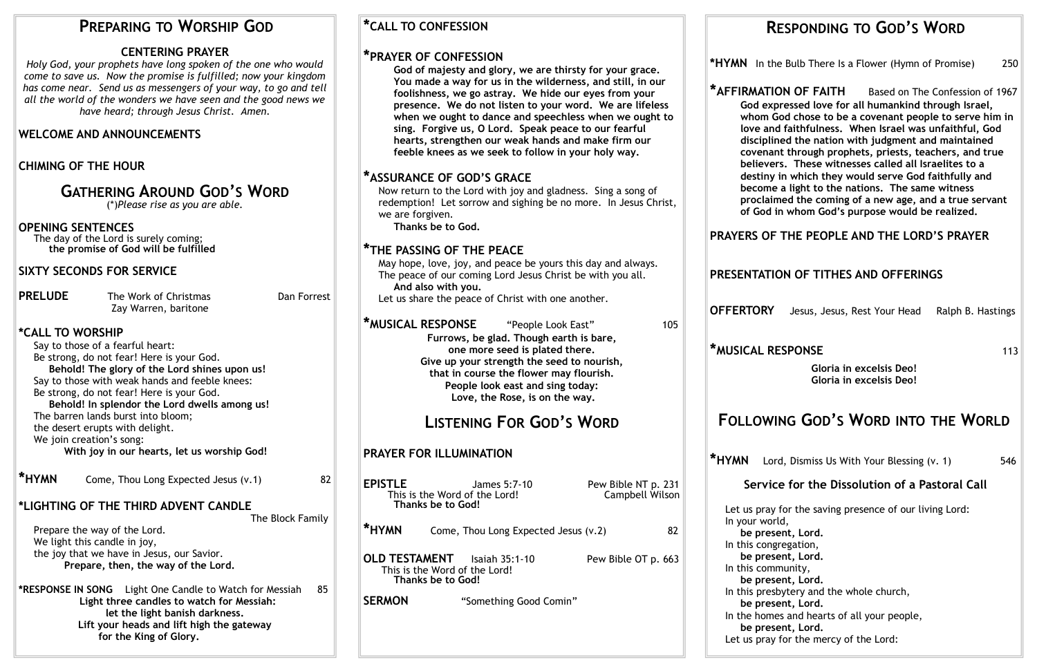## PREPARING TO WORSHIP GOD

### CENTERING PRAYER

*Holy God, your prophets have long spoken of the one who would come to save us. Now the promise is fulfilled; now your kingdom has come near. Send us as messengers of your way, to go and tell all the world of the wonders we have seen and the good news we have heard; through Jesus Christ. Amen.*

### WELCOME AND ANNOUNCEMENTS

### CHIMING OF THE HOUR

## GATHERING AROUND GOD'S WORD

(*)*Please rise as you are able.*

### OPENING SENTENCES

The day of the Lord is surely coming;
**the promise of God will be fulfilled**

### SIXTY SECONDS FOR SERVICE

**PRELUDE** The Work of Christmas — Dan Forrest
Zay Warren, baritone

### *CALL TO WORSHIP

Say to those of a fearful heart:
Be strong, do not fear! Here is your God.
**Behold! The glory of the Lord shines upon us!**
Say to those with weak hands and feeble knees:
Be strong, do not fear! Here is your God.
**Behold! In splendor the Lord dwells among us!**
The barren lands burst into bloom;
the desert erupts with delight.
We join creation's song:
**With joy in our hearts, let us worship God!**

**\*HYMN** Come, Thou Long Expected Jesus (v.1) — 82

### *LIGHTING OF THE THIRD ADVENT CANDLE

The Block Family

Prepare the way of the Lord.
We light this candle in joy,
the joy that we have in Jesus, our Savior.
**Prepare, then, the way of the Lord.**

**\*RESPONSE IN SONG** Light One Candle to Watch for Messiah — 85

**Light three candles to watch for Messiah:**
**let the light banish darkness.**
**Lift your heads and lift high the gateway**
**for the King of Glory.**

### *CALL TO CONFESSION

### *PRAYER OF CONFESSION

**God of majesty and glory, we are thirsty for your grace. You made a way for us in the wilderness, and still, in our foolishness, we go astray. We hide our eyes from your presence. We do not listen to your word. We are lifeless when we ought to dance and speechless when we ought to sing. Forgive us, O Lord. Speak peace to our fearful hearts, strengthen our weak hands and make firm our feeble knees as we seek to follow in your holy way.**

### *ASSURANCE OF GOD'S GRACE

Now return to the Lord with joy and gladness. Sing a song of redemption! Let sorrow and sighing be no more. In Jesus Christ, we are forgiven.
**Thanks be to God.**

### *THE PASSING OF THE PEACE

May hope, love, joy, and peace be yours this day and always.
The peace of our coming Lord Jesus Christ be with you all.
**And also with you.**
Let us share the peace of Christ with one another.

**\*MUSICAL RESPONSE** "People Look East" — 105

**Furrows, be glad. Though earth is bare,**
**one more seed is plated there.**
**Give up your strength the seed to nourish,**
**that in course the flower may flourish.**
**People look east and sing today:**
**Love, the Rose, is on the way.**

## LISTENING FOR GOD'S WORD

### PRAYER FOR ILLUMINATION

**EPISTLE** James 5:7-10 — Pew Bible NT p. 231
Campbell Wilson
This is the Word of the Lord!
**Thanks be to God!**

**\*HYMN** Come, Thou Long Expected Jesus (v.2) — 82

**OLD TESTAMENT** Isaiah 35:1-10 — Pew Bible OT p. 663
This is the Word of the Lord!
**Thanks be to God!**

**SERMON** "Something Good Comin"

## RESPONDING TO GOD'S WORD

**\*HYMN** In the Bulb There Is a Flower (Hymn of Promise) — 250

**\*AFFIRMATION OF FAITH** Based on The Confession of 1967

**God expressed love for all humankind through Israel, whom God chose to be a covenant people to serve him in love and faithfulness. When Israel was unfaithful, God disciplined the nation with judgment and maintained covenant through prophets, priests, teachers, and true believers. These witnesses called all Israelites to a destiny in which they would serve God faithfully and become a light to the nations. The same witness proclaimed the coming of a new age, and a true servant of God in whom God's purpose would be realized.**

### PRAYERS OF THE PEOPLE AND THE LORD'S PRAYER

### PRESENTATION OF TITHES AND OFFERINGS

**OFFERTORY** Jesus, Jesus, Rest Your Head — Ralph B. Hastings

**\*MUSICAL RESPONSE** — 113

**Gloria in excelsis Deo!**
**Gloria in excelsis Deo!**

## FOLLOWING GOD'S WORD INTO THE WORLD

**\*HYMN** Lord, Dismiss Us With Your Blessing (v. 1) — 546

### Service for the Dissolution of a Pastoral Call

Let us pray for the saving presence of our living Lord:
In your world,
**be present, Lord.**
In this congregation,
**be present, Lord.**
In this community,
**be present, Lord.**
In this presbytery and the whole church,
**be present, Lord.**
In the homes and hearts of all your people,
**be present, Lord.**
Let us pray for the mercy of the Lord: